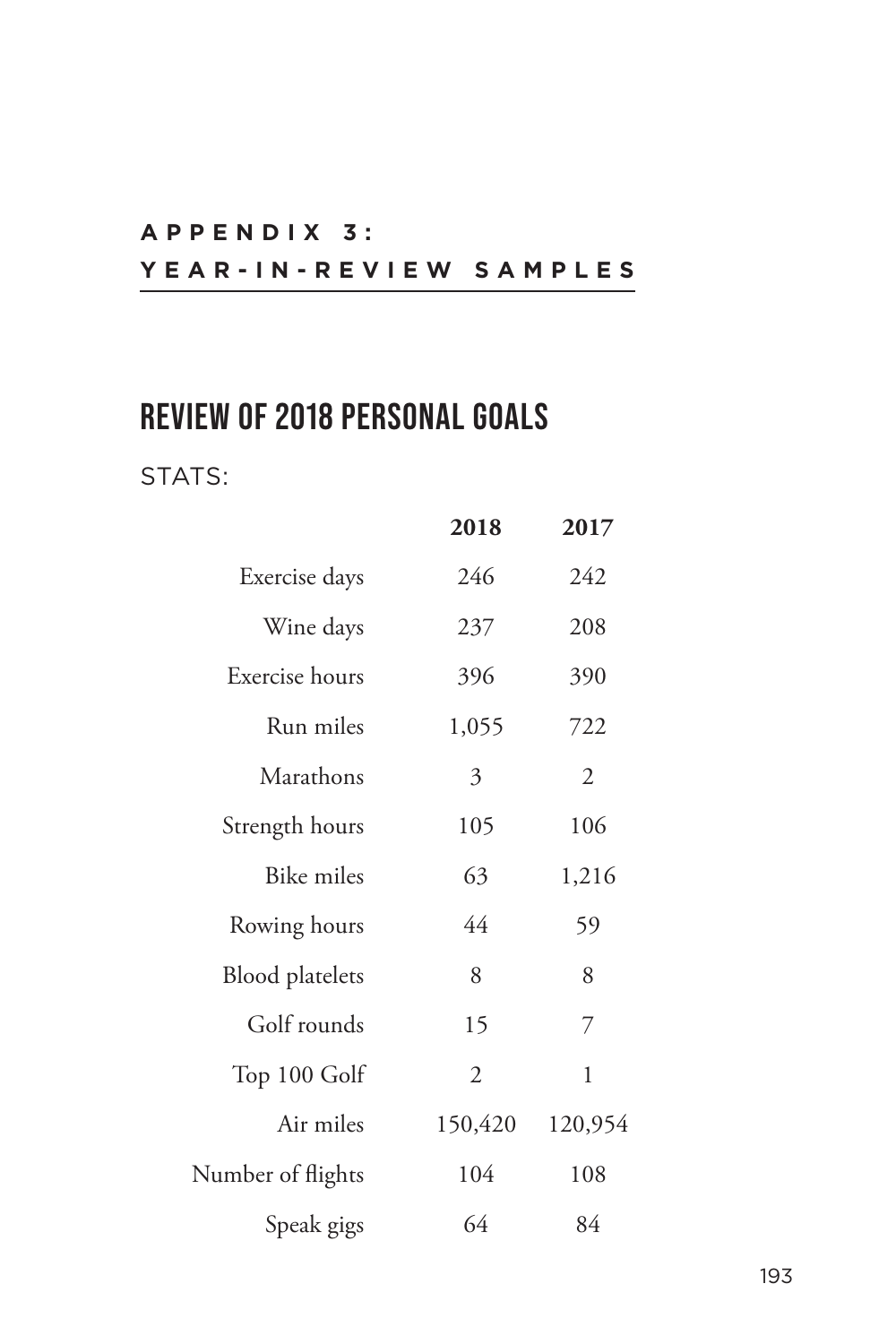# APPENDIX 3: YEAR-IN-REVIEW SAMPLES

## REVIEW OF 2018 PERSONAL GOALS

STATS:

| | 2018 | 2017 |
|---|---|---|
| Exercise days | 246 | 242 |
| Wine days | 237 | 208 |
| Exercise hours | 396 | 390 |
| Run miles | 1,055 | 722 |
| Marathons | 3 | 2 |
| Strength hours | 105 | 106 |
| Bike miles | 63 | 1,216 |
| Rowing hours | 44 | 59 |
| Blood platelets | 8 | 8 |
| Golf rounds | 15 | 7 |
| Top 100 Golf | 2 | 1 |
| Air miles | 150,420 | 120,954 |
| Number of flights | 104 | 108 |
| Speak gigs | 64 | 84 |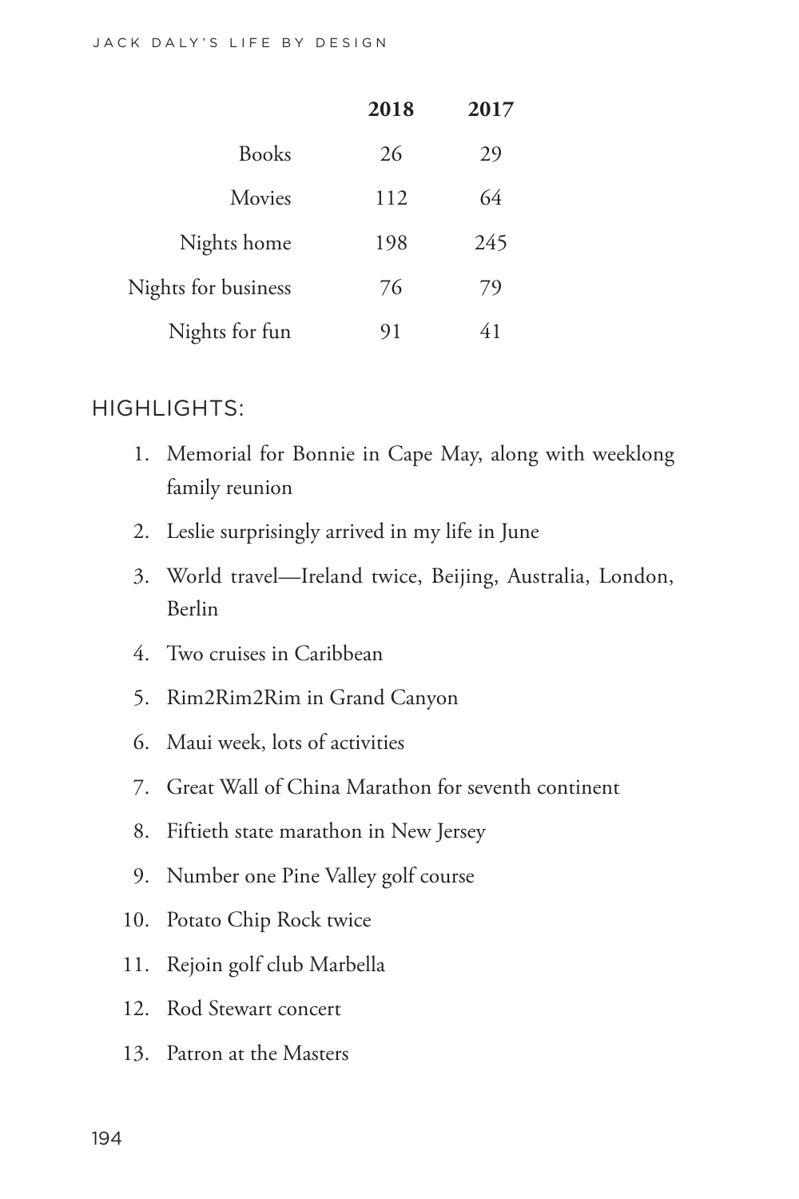| | 2018 | 2017 |
|---|---|---|
| Books | 26 | 29 |
| Movies | 112 | 64 |
| Nights home | 198 | 245 |
| Nights for business | 76 | 79 |
| Nights for fun | 91 | 41 |

## HIGHLIGHTS:

1. Memorial for Bonnie in Cape May, along with weeklong family reunion
2. Leslie surprisingly arrived in my life in June
3. World travel—Ireland twice, Beijing, Australia, London, Berlin
4. Two cruises in Caribbean
5. Rim2Rim2Rim in Grand Canyon
6. Maui week, lots of activities
7. Great Wall of China Marathon for seventh continent
8. Fiftieth state marathon in New Jersey
9. Number one Pine Valley golf course
10. Potato Chip Rock twice
11. Rejoin golf club Marbella
12. Rod Stewart concert
13. Patron at the Masters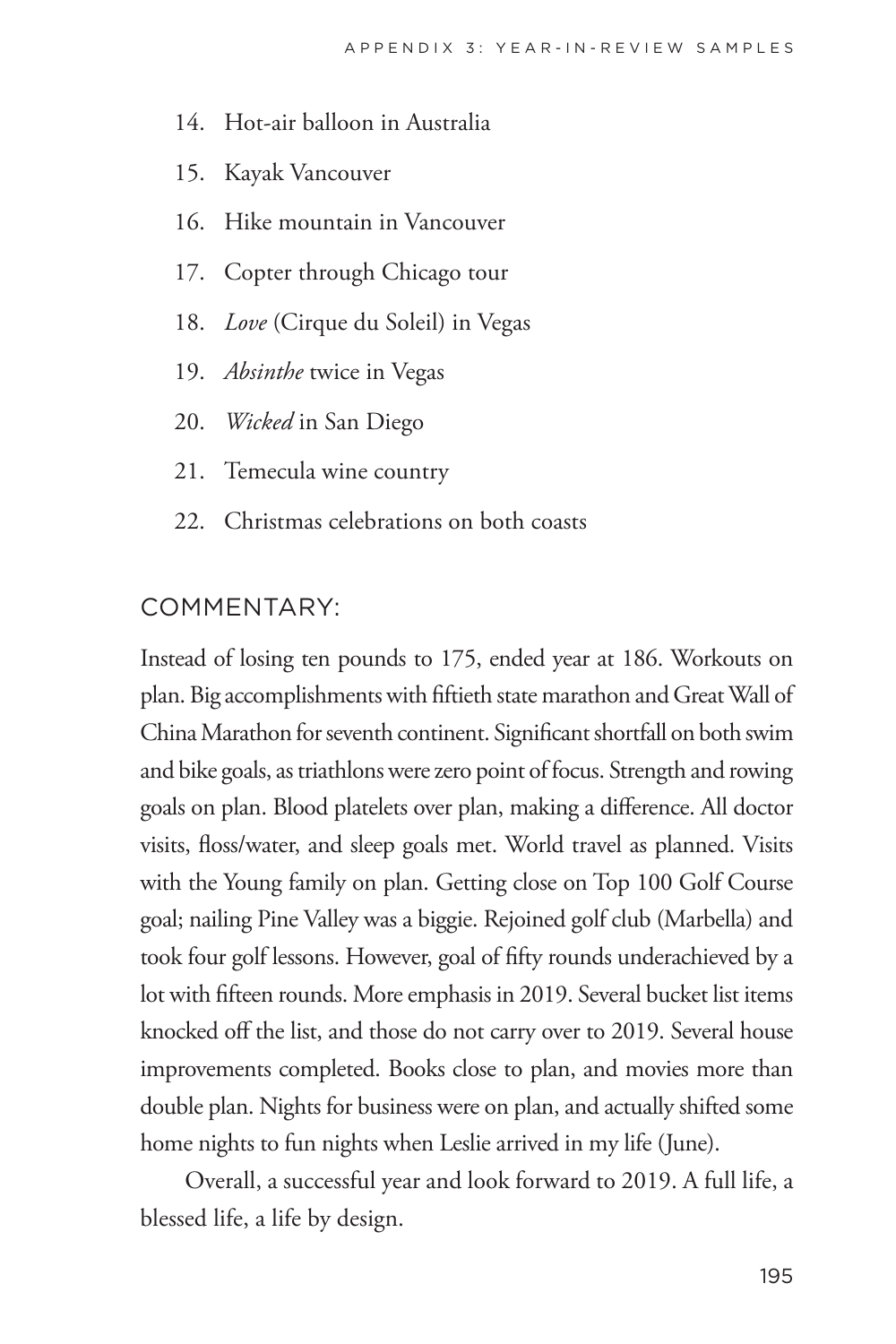14. Hot-air balloon in Australia
15. Kayak Vancouver
16. Hike mountain in Vancouver
17. Copter through Chicago tour
18. *Love* (Cirque du Soleil) in Vegas
19. *Absinthe* twice in Vegas
20. *Wicked* in San Diego
21. Temecula wine country
22. Christmas celebrations on both coasts

## COMMENTARY:

Instead of losing ten pounds to 175, ended year at 186. Workouts on plan. Big accomplishments with fiftieth state marathon and Great Wall of China Marathon for seventh continent. Significant shortfall on both swim and bike goals, as triathlons were zero point of focus. Strength and rowing goals on plan. Blood platelets over plan, making a difference. All doctor visits, floss/water, and sleep goals met. World travel as planned. Visits with the Young family on plan. Getting close on Top 100 Golf Course goal; nailing Pine Valley was a biggie. Rejoined golf club (Marbella) and took four golf lessons. However, goal of fifty rounds underachieved by a lot with fifteen rounds. More emphasis in 2019. Several bucket list items knocked off the list, and those do not carry over to 2019. Several house improvements completed. Books close to plan, and movies more than double plan. Nights for business were on plan, and actually shifted some home nights to fun nights when Leslie arrived in my life (June).

Overall, a successful year and look forward to 2019. A full life, a blessed life, a life by design.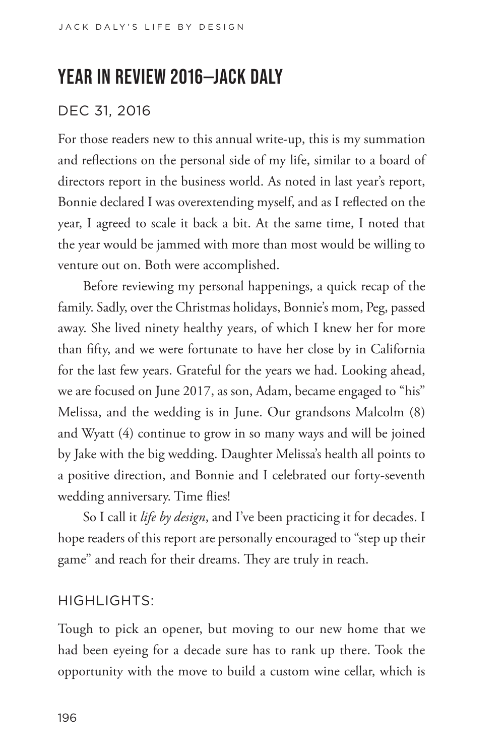## YEAR IN REVIEW 2016—JACK DALY

### DEC 31, 2016

For those readers new to this annual write-up, this is my summation and reflections on the personal side of my life, similar to a board of directors report in the business world. As noted in last year's report, Bonnie declared I was overextending myself, and as I reflected on the year, I agreed to scale it back a bit. At the same time, I noted that the year would be jammed with more than most would be willing to venture out on. Both were accomplished.

Before reviewing my personal happenings, a quick recap of the family. Sadly, over the Christmas holidays, Bonnie's mom, Peg, passed away. She lived ninety healthy years, of which I knew her for more than fifty, and we were fortunate to have her close by in California for the last few years. Grateful for the years we had. Looking ahead, we are focused on June 2017, as son, Adam, became engaged to "his" Melissa, and the wedding is in June. Our grandsons Malcolm (8) and Wyatt (4) continue to grow in so many ways and will be joined by Jake with the big wedding. Daughter Melissa's health all points to a positive direction, and Bonnie and I celebrated our forty-seventh wedding anniversary. Time flies!

So I call it *life by design*, and I've been practicing it for decades. I hope readers of this report are personally encouraged to "step up their game" and reach for their dreams. They are truly in reach.

### HIGHLIGHTS:

Tough to pick an opener, but moving to our new home that we had been eyeing for a decade sure has to rank up there. Took the opportunity with the move to build a custom wine cellar, which is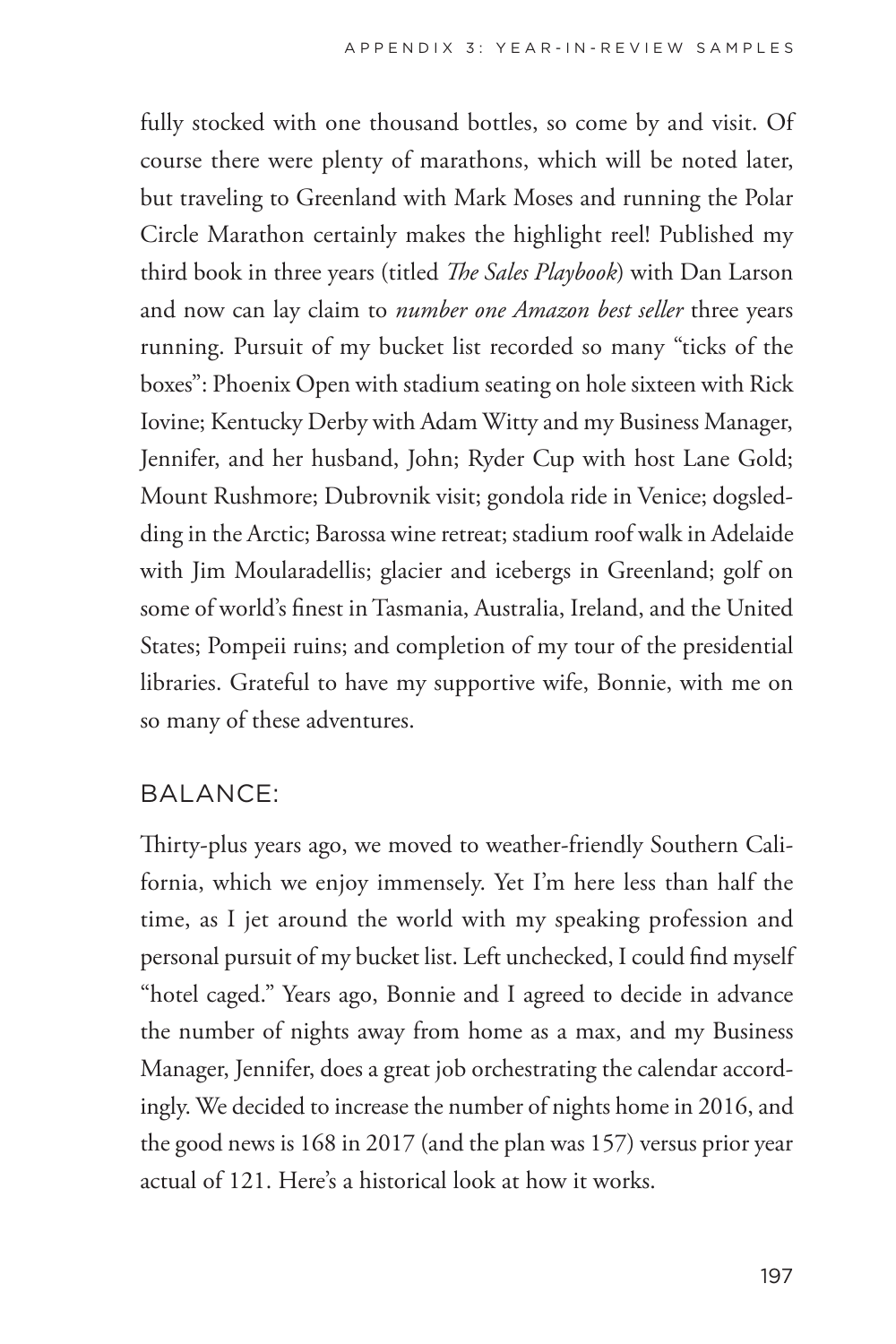fully stocked with one thousand bottles, so come by and visit. Of course there were plenty of marathons, which will be noted later, but traveling to Greenland with Mark Moses and running the Polar Circle Marathon certainly makes the highlight reel! Published my third book in three years (titled *The Sales Playbook*) with Dan Larson and now can lay claim to *number one Amazon best seller* three years running. Pursuit of my bucket list recorded so many "ticks of the boxes": Phoenix Open with stadium seating on hole sixteen with Rick Iovine; Kentucky Derby with Adam Witty and my Business Manager, Jennifer, and her husband, John; Ryder Cup with host Lane Gold; Mount Rushmore; Dubrovnik visit; gondola ride in Venice; dogsledding in the Arctic; Barossa wine retreat; stadium roof walk in Adelaide with Jim Moularadellis; glacier and icebergs in Greenland; golf on some of world's finest in Tasmania, Australia, Ireland, and the United States; Pompeii ruins; and completion of my tour of the presidential libraries. Grateful to have my supportive wife, Bonnie, with me on so many of these adventures.

## BALANCE:

Thirty-plus years ago, we moved to weather-friendly Southern California, which we enjoy immensely. Yet I'm here less than half the time, as I jet around the world with my speaking profession and personal pursuit of my bucket list. Left unchecked, I could find myself "hotel caged." Years ago, Bonnie and I agreed to decide in advance the number of nights away from home as a max, and my Business Manager, Jennifer, does a great job orchestrating the calendar accordingly. We decided to increase the number of nights home in 2016, and the good news is 168 in 2017 (and the plan was 157) versus prior year actual of 121. Here's a historical look at how it works.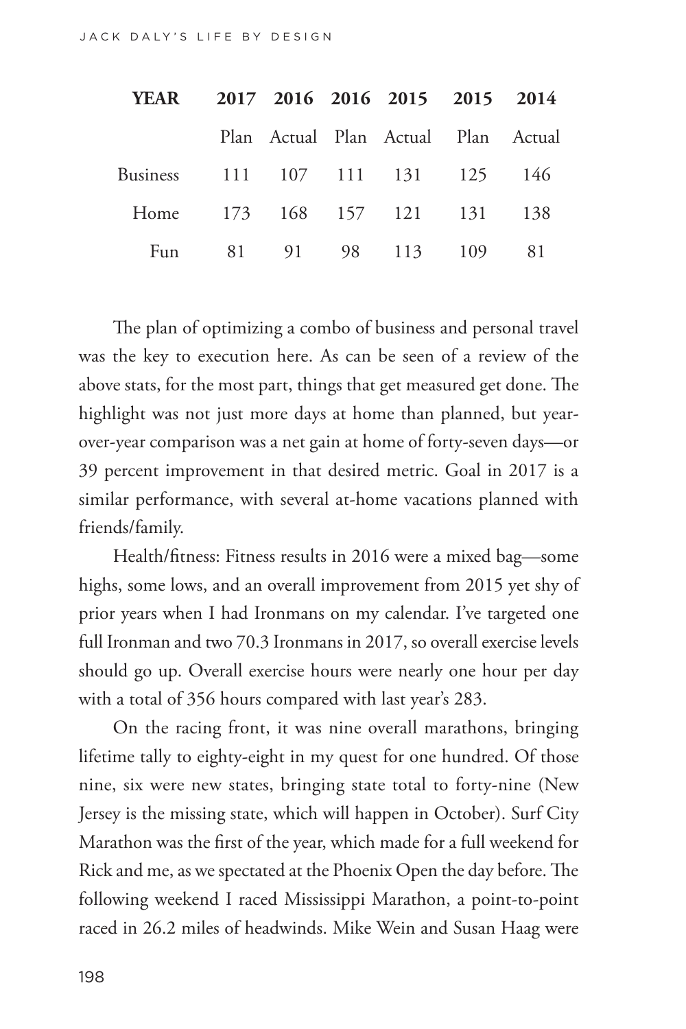| YEAR | 2017 | 2016 | 2016 | 2015 | 2015 | 2014 |
| --- | --- | --- | --- | --- | --- | --- |
| | Plan | Actual | Plan | Actual | Plan | Actual |
| Business | 111 | 107 | 111 | 131 | 125 | 146 |
| Home | 173 | 168 | 157 | 121 | 131 | 138 |
| Fun | 81 | 91 | 98 | 113 | 109 | 81 |

The plan of optimizing a combo of business and personal travel was the key to execution here. As can be seen of a review of the above stats, for the most part, things that get measured get done. The highlight was not just more days at home than planned, but year-over-year comparison was a net gain at home of forty-seven days—or 39 percent improvement in that desired metric. Goal in 2017 is a similar performance, with several at-home vacations planned with friends/family.

Health/fitness: Fitness results in 2016 were a mixed bag—some highs, some lows, and an overall improvement from 2015 yet shy of prior years when I had Ironmans on my calendar. I've targeted one full Ironman and two 70.3 Ironmans in 2017, so overall exercise levels should go up. Overall exercise hours were nearly one hour per day with a total of 356 hours compared with last year's 283.

On the racing front, it was nine overall marathons, bringing lifetime tally to eighty-eight in my quest for one hundred. Of those nine, six were new states, bringing state total to forty-nine (New Jersey is the missing state, which will happen in October). Surf City Marathon was the first of the year, which made for a full weekend for Rick and me, as we spectated at the Phoenix Open the day before. The following weekend I raced Mississippi Marathon, a point-to-point raced in 26.2 miles of headwinds. Mike Wein and Susan Haag were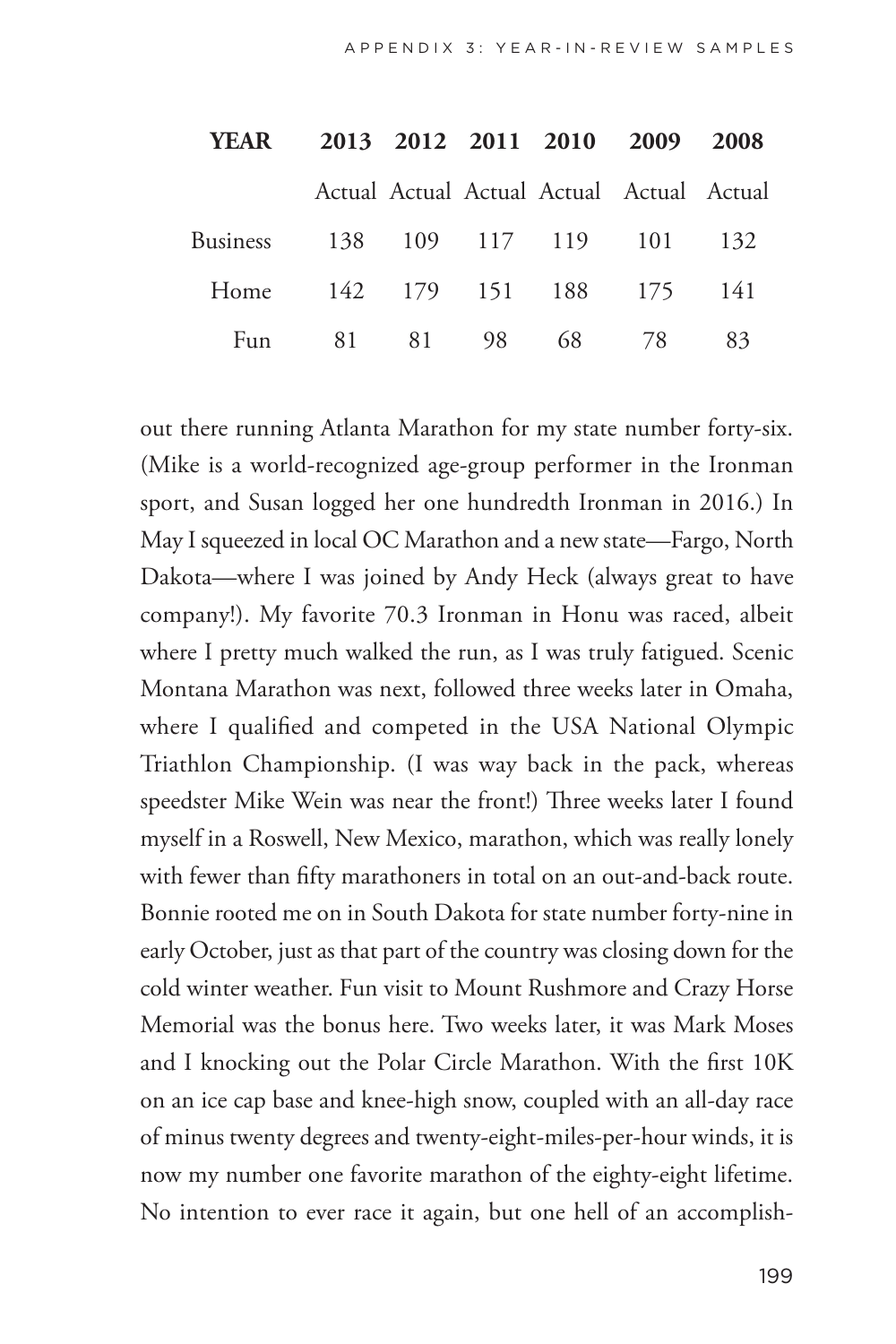| YEAR | 2013 | 2012 | 2011 | 2010 | 2009 | 2008 |
|---|---|---|---|---|---|---|
| | Actual | Actual | Actual | Actual | Actual | Actual |
| Business | 138 | 109 | 117 | 119 | 101 | 132 |
| Home | 142 | 179 | 151 | 188 | 175 | 141 |
| Fun | 81 | 81 | 98 | 68 | 78 | 83 |

out there running Atlanta Marathon for my state number forty-six. (Mike is a world-recognized age-group performer in the Ironman sport, and Susan logged her one hundredth Ironman in 2016.) In May I squeezed in local OC Marathon and a new state—Fargo, North Dakota—where I was joined by Andy Heck (always great to have company!). My favorite 70.3 Ironman in Honu was raced, albeit where I pretty much walked the run, as I was truly fatigued. Scenic Montana Marathon was next, followed three weeks later in Omaha, where I qualified and competed in the USA National Olympic Triathlon Championship. (I was way back in the pack, whereas speedster Mike Wein was near the front!) Three weeks later I found myself in a Roswell, New Mexico, marathon, which was really lonely with fewer than fifty marathoners in total on an out-and-back route. Bonnie rooted me on in South Dakota for state number forty-nine in early October, just as that part of the country was closing down for the cold winter weather. Fun visit to Mount Rushmore and Crazy Horse Memorial was the bonus here. Two weeks later, it was Mark Moses and I knocking out the Polar Circle Marathon. With the first 10K on an ice cap base and knee-high snow, coupled with an all-day race of minus twenty degrees and twenty-eight-miles-per-hour winds, it is now my number one favorite marathon of the eighty-eight lifetime. No intention to ever race it again, but one hell of an accomplish-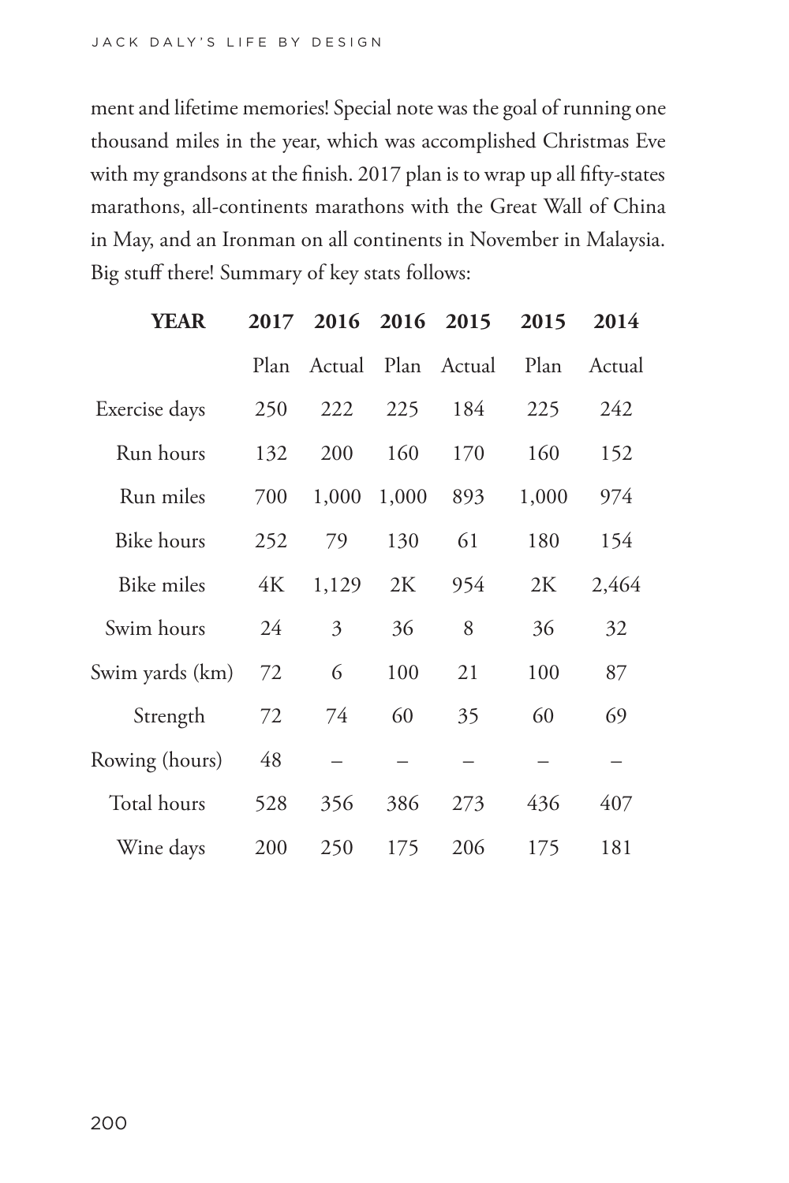ment and lifetime memories! Special note was the goal of running one thousand miles in the year, which was accomplished Christmas Eve with my grandsons at the finish. 2017 plan is to wrap up all fifty-states marathons, all-continents marathons with the Great Wall of China in May, and an Ironman on all continents in November in Malaysia. Big stuff there! Summary of key stats follows:

| **YEAR** | **2017** | **2016** | **2016** | **2015** | **2015** | **2014** |
|---|---|---|---|---|---|---|
| | Plan | Actual | Plan | Actual | Plan | Actual |
| Exercise days | 250 | 222 | 225 | 184 | 225 | 242 |
| Run hours | 132 | 200 | 160 | 170 | 160 | 152 |
| Run miles | 700 | 1,000 | 1,000 | 893 | 1,000 | 974 |
| Bike hours | 252 | 79 | 130 | 61 | 180 | 154 |
| Bike miles | 4K | 1,129 | 2K | 954 | 2K | 2,464 |
| Swim hours | 24 | 3 | 36 | 8 | 36 | 32 |
| Swim yards (km) | 72 | 6 | 100 | 21 | 100 | 87 |
| Strength | 72 | 74 | 60 | 35 | 60 | 69 |
| Rowing (hours) | 48 | – | – | – | – | – |
| Total hours | 528 | 356 | 386 | 273 | 436 | 407 |
| Wine days | 200 | 250 | 175 | 206 | 175 | 181 |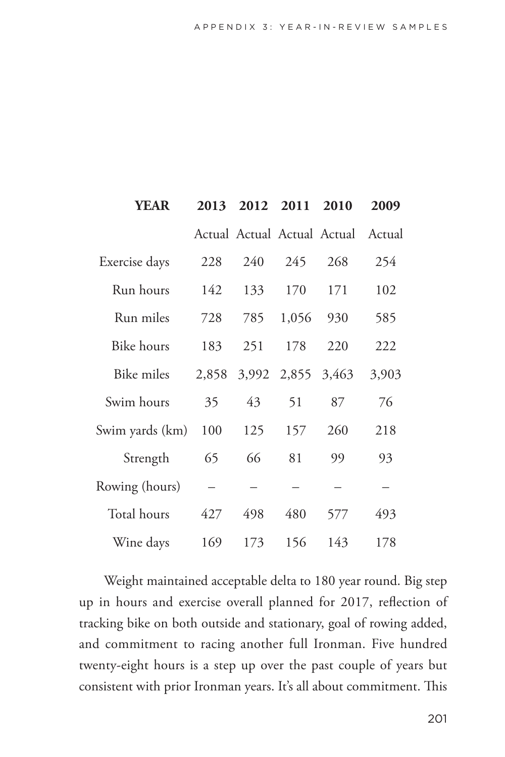| YEAR | 2013 | 2012 | 2011 | 2010 | 2009 |
|---|---|---|---|---|---|
| | Actual | Actual | Actual | Actual | Actual |
| Exercise days | 228 | 240 | 245 | 268 | 254 |
| Run hours | 142 | 133 | 170 | 171 | 102 |
| Run miles | 728 | 785 | 1,056 | 930 | 585 |
| Bike hours | 183 | 251 | 178 | 220 | 222 |
| Bike miles | 2,858 | 3,992 | 2,855 | 3,463 | 3,903 |
| Swim hours | 35 | 43 | 51 | 87 | 76 |
| Swim yards (km) | 100 | 125 | 157 | 260 | 218 |
| Strength | 65 | 66 | 81 | 99 | 93 |
| Rowing (hours) | – | – | – | – | – |
| Total hours | 427 | 498 | 480 | 577 | 493 |
| Wine days | 169 | 173 | 156 | 143 | 178 |

Weight maintained acceptable delta to 180 year round. Big step up in hours and exercise overall planned for 2017, reflection of tracking bike on both outside and stationary, goal of rowing added, and commitment to racing another full Ironman. Five hundred twenty-eight hours is a step up over the past couple of years but consistent with prior Ironman years. It's all about commitment. This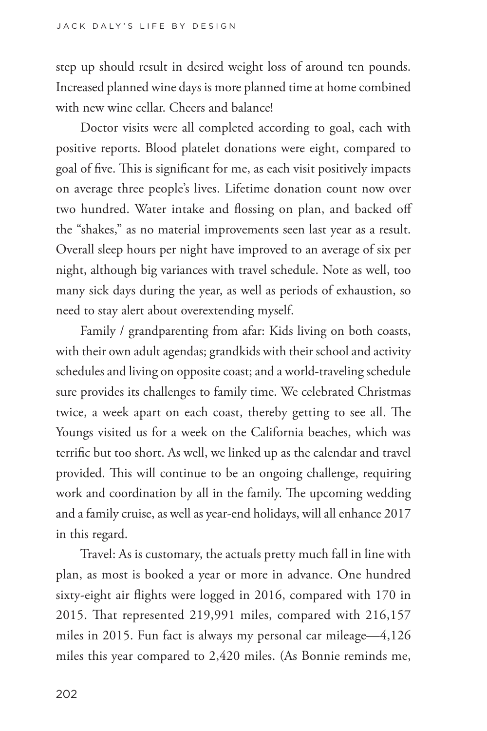step up should result in desired weight loss of around ten pounds. Increased planned wine days is more planned time at home combined with new wine cellar. Cheers and balance!

Doctor visits were all completed according to goal, each with positive reports. Blood platelet donations were eight, compared to goal of five. This is significant for me, as each visit positively impacts on average three people's lives. Lifetime donation count now over two hundred. Water intake and flossing on plan, and backed off the "shakes," as no material improvements seen last year as a result. Overall sleep hours per night have improved to an average of six per night, although big variances with travel schedule. Note as well, too many sick days during the year, as well as periods of exhaustion, so need to stay alert about overextending myself.

Family / grandparenting from afar: Kids living on both coasts, with their own adult agendas; grandkids with their school and activity schedules and living on opposite coast; and a world-traveling schedule sure provides its challenges to family time. We celebrated Christmas twice, a week apart on each coast, thereby getting to see all. The Youngs visited us for a week on the California beaches, which was terrific but too short. As well, we linked up as the calendar and travel provided. This will continue to be an ongoing challenge, requiring work and coordination by all in the family. The upcoming wedding and a family cruise, as well as year-end holidays, will all enhance 2017 in this regard.

Travel: As is customary, the actuals pretty much fall in line with plan, as most is booked a year or more in advance. One hundred sixty-eight air flights were logged in 2016, compared with 170 in 2015. That represented 219,991 miles, compared with 216,157 miles in 2015. Fun fact is always my personal car mileage—4,126 miles this year compared to 2,420 miles. (As Bonnie reminds me,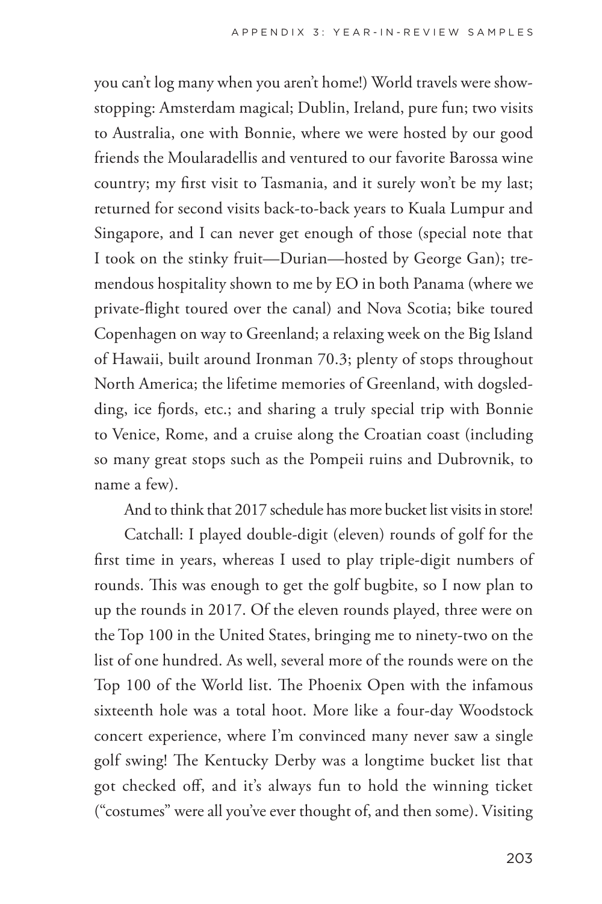you can't log many when you aren't home!) World travels were show-stopping: Amsterdam magical; Dublin, Ireland, pure fun; two visits to Australia, one with Bonnie, where we were hosted by our good friends the Moularadellis and ventured to our favorite Barossa wine country; my first visit to Tasmania, and it surely won't be my last; returned for second visits back-to-back years to Kuala Lumpur and Singapore, and I can never get enough of those (special note that I took on the stinky fruit—Durian—hosted by George Gan); tremendous hospitality shown to me by EO in both Panama (where we private-flight toured over the canal) and Nova Scotia; bike toured Copenhagen on way to Greenland; a relaxing week on the Big Island of Hawaii, built around Ironman 70.3; plenty of stops throughout North America; the lifetime memories of Greenland, with dogsledding, ice fjords, etc.; and sharing a truly special trip with Bonnie to Venice, Rome, and a cruise along the Croatian coast (including so many great stops such as the Pompeii ruins and Dubrovnik, to name a few).

And to think that 2017 schedule has more bucket list visits in store!

Catchall: I played double-digit (eleven) rounds of golf for the first time in years, whereas I used to play triple-digit numbers of rounds. This was enough to get the golf bugbite, so I now plan to up the rounds in 2017. Of the eleven rounds played, three were on the Top 100 in the United States, bringing me to ninety-two on the list of one hundred. As well, several more of the rounds were on the Top 100 of the World list. The Phoenix Open with the infamous sixteenth hole was a total hoot. More like a four-day Woodstock concert experience, where I'm convinced many never saw a single golf swing! The Kentucky Derby was a longtime bucket list that got checked off, and it's always fun to hold the winning ticket ("costumes" were all you've ever thought of, and then some). Visiting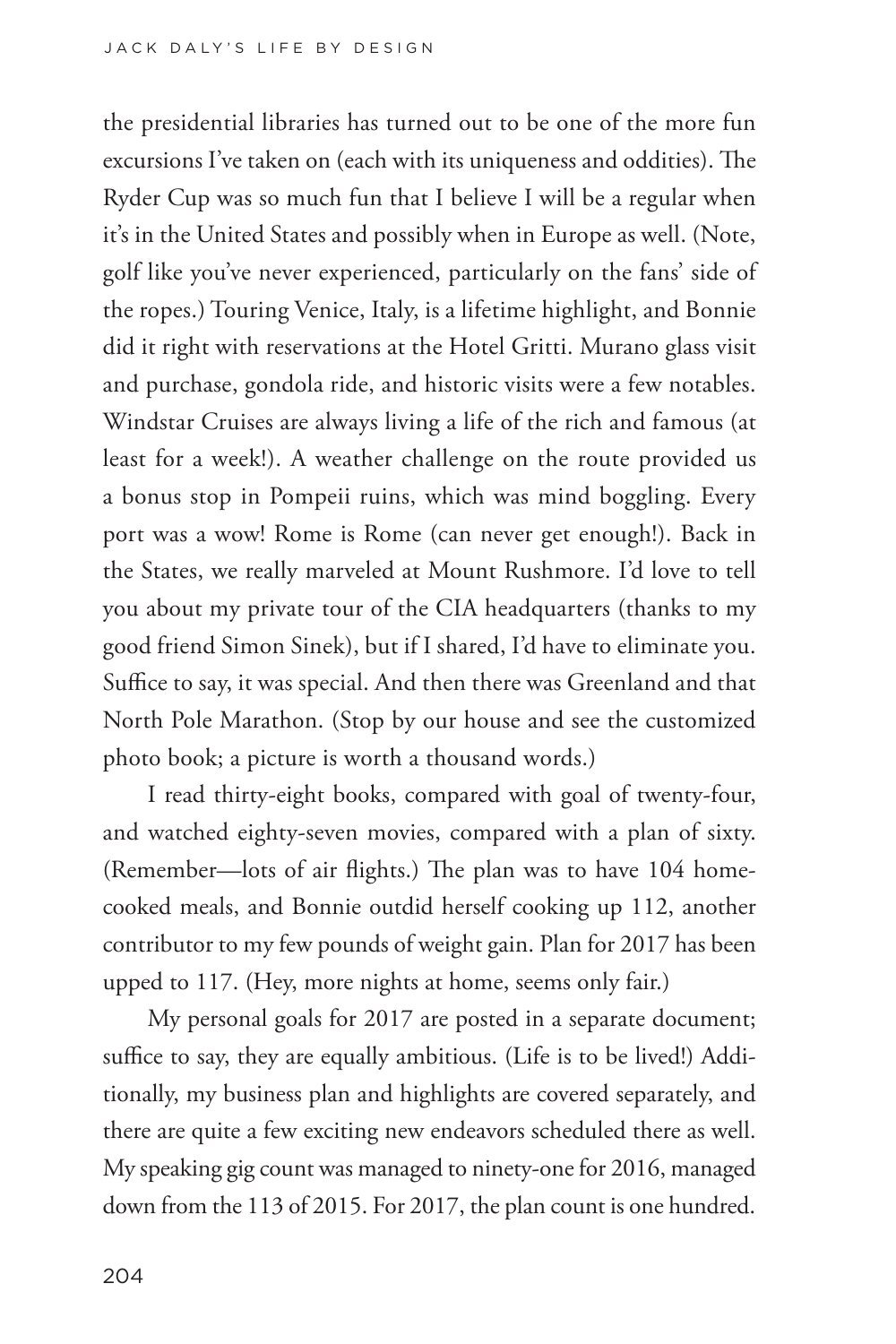the presidential libraries has turned out to be one of the more fun excursions I've taken on (each with its uniqueness and oddities). The Ryder Cup was so much fun that I believe I will be a regular when it's in the United States and possibly when in Europe as well. (Note, golf like you've never experienced, particularly on the fans' side of the ropes.) Touring Venice, Italy, is a lifetime highlight, and Bonnie did it right with reservations at the Hotel Gritti. Murano glass visit and purchase, gondola ride, and historic visits were a few notables. Windstar Cruises are always living a life of the rich and famous (at least for a week!). A weather challenge on the route provided us a bonus stop in Pompeii ruins, which was mind boggling. Every port was a wow! Rome is Rome (can never get enough!). Back in the States, we really marveled at Mount Rushmore. I'd love to tell you about my private tour of the CIA headquarters (thanks to my good friend Simon Sinek), but if I shared, I'd have to eliminate you. Suffice to say, it was special. And then there was Greenland and that North Pole Marathon. (Stop by our house and see the customized photo book; a picture is worth a thousand words.)

I read thirty-eight books, compared with goal of twenty-four, and watched eighty-seven movies, compared with a plan of sixty. (Remember—lots of air flights.) The plan was to have 104 home-cooked meals, and Bonnie outdid herself cooking up 112, another contributor to my few pounds of weight gain. Plan for 2017 has been upped to 117. (Hey, more nights at home, seems only fair.)

My personal goals for 2017 are posted in a separate document; suffice to say, they are equally ambitious. (Life is to be lived!) Additionally, my business plan and highlights are covered separately, and there are quite a few exciting new endeavors scheduled there as well. My speaking gig count was managed to ninety-one for 2016, managed down from the 113 of 2015. For 2017, the plan count is one hundred.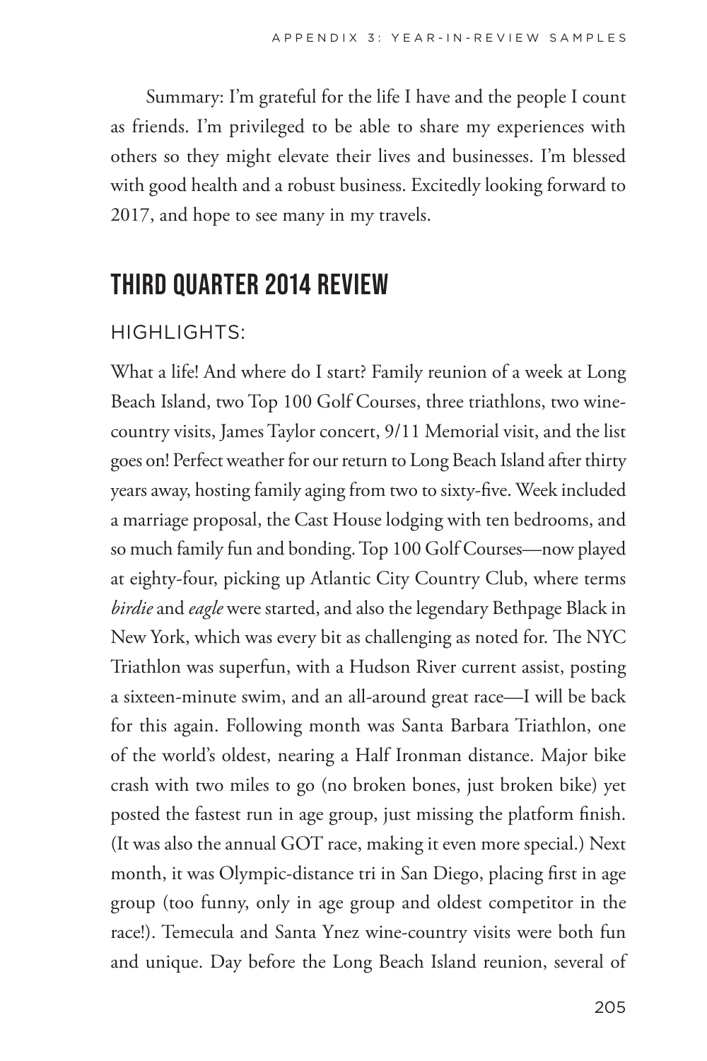Summary: I'm grateful for the life I have and the people I count as friends. I'm privileged to be able to share my experiences with others so they might elevate their lives and businesses. I'm blessed with good health and a robust business. Excitedly looking forward to 2017, and hope to see many in my travels.

## THIRD QUARTER 2014 REVIEW

### HIGHLIGHTS:

What a life! And where do I start? Family reunion of a week at Long Beach Island, two Top 100 Golf Courses, three triathlons, two wine-country visits, James Taylor concert, 9/11 Memorial visit, and the list goes on! Perfect weather for our return to Long Beach Island after thirty years away, hosting family aging from two to sixty-five. Week included a marriage proposal, the Cast House lodging with ten bedrooms, and so much family fun and bonding. Top 100 Golf Courses—now played at eighty-four, picking up Atlantic City Country Club, where terms *birdie* and *eagle* were started, and also the legendary Bethpage Black in New York, which was every bit as challenging as noted for. The NYC Triathlon was superfun, with a Hudson River current assist, posting a sixteen-minute swim, and an all-around great race—I will be back for this again. Following month was Santa Barbara Triathlon, one of the world's oldest, nearing a Half Ironman distance. Major bike crash with two miles to go (no broken bones, just broken bike) yet posted the fastest run in age group, just missing the platform finish. (It was also the annual GOT race, making it even more special.) Next month, it was Olympic-distance tri in San Diego, placing first in age group (too funny, only in age group and oldest competitor in the race!). Temecula and Santa Ynez wine-country visits were both fun and unique. Day before the Long Beach Island reunion, several of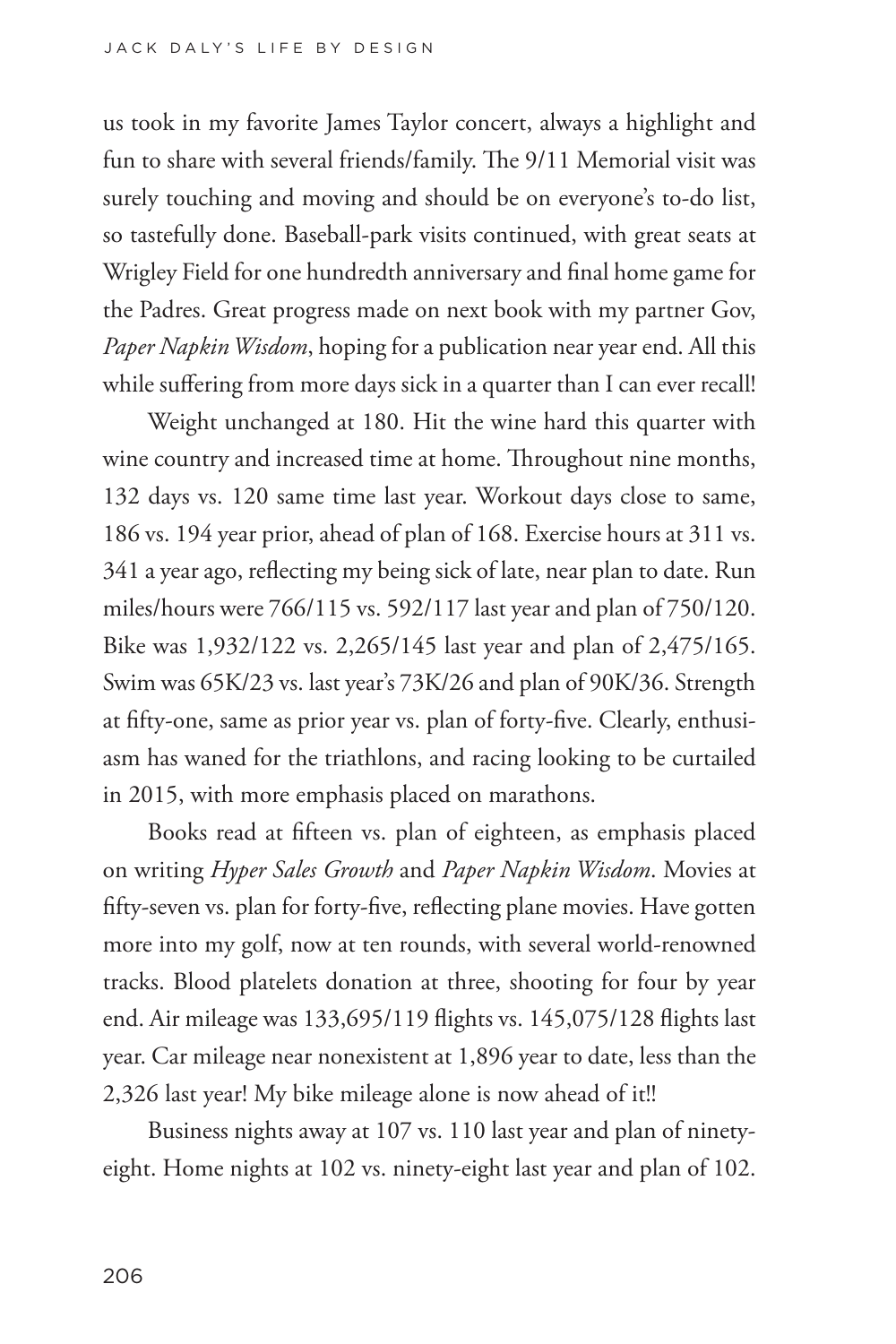us took in my favorite James Taylor concert, always a highlight and fun to share with several friends/family. The 9/11 Memorial visit was surely touching and moving and should be on everyone's to-do list, so tastefully done. Baseball-park visits continued, with great seats at Wrigley Field for one hundredth anniversary and final home game for the Padres. Great progress made on next book with my partner Gov, *Paper Napkin Wisdom*, hoping for a publication near year end. All this while suffering from more days sick in a quarter than I can ever recall!

Weight unchanged at 180. Hit the wine hard this quarter with wine country and increased time at home. Throughout nine months, 132 days vs. 120 same time last year. Workout days close to same, 186 vs. 194 year prior, ahead of plan of 168. Exercise hours at 311 vs. 341 a year ago, reflecting my being sick of late, near plan to date. Run miles/hours were 766/115 vs. 592/117 last year and plan of 750/120. Bike was 1,932/122 vs. 2,265/145 last year and plan of 2,475/165. Swim was 65K/23 vs. last year's 73K/26 and plan of 90K/36. Strength at fifty-one, same as prior year vs. plan of forty-five. Clearly, enthusiasm has waned for the triathlons, and racing looking to be curtailed in 2015, with more emphasis placed on marathons.

Books read at fifteen vs. plan of eighteen, as emphasis placed on writing *Hyper Sales Growth* and *Paper Napkin Wisdom*. Movies at fifty-seven vs. plan for forty-five, reflecting plane movies. Have gotten more into my golf, now at ten rounds, with several world-renowned tracks. Blood platelets donation at three, shooting for four by year end. Air mileage was 133,695/119 flights vs. 145,075/128 flights last year. Car mileage near nonexistent at 1,896 year to date, less than the 2,326 last year! My bike mileage alone is now ahead of it!!

Business nights away at 107 vs. 110 last year and plan of ninety-eight. Home nights at 102 vs. ninety-eight last year and plan of 102.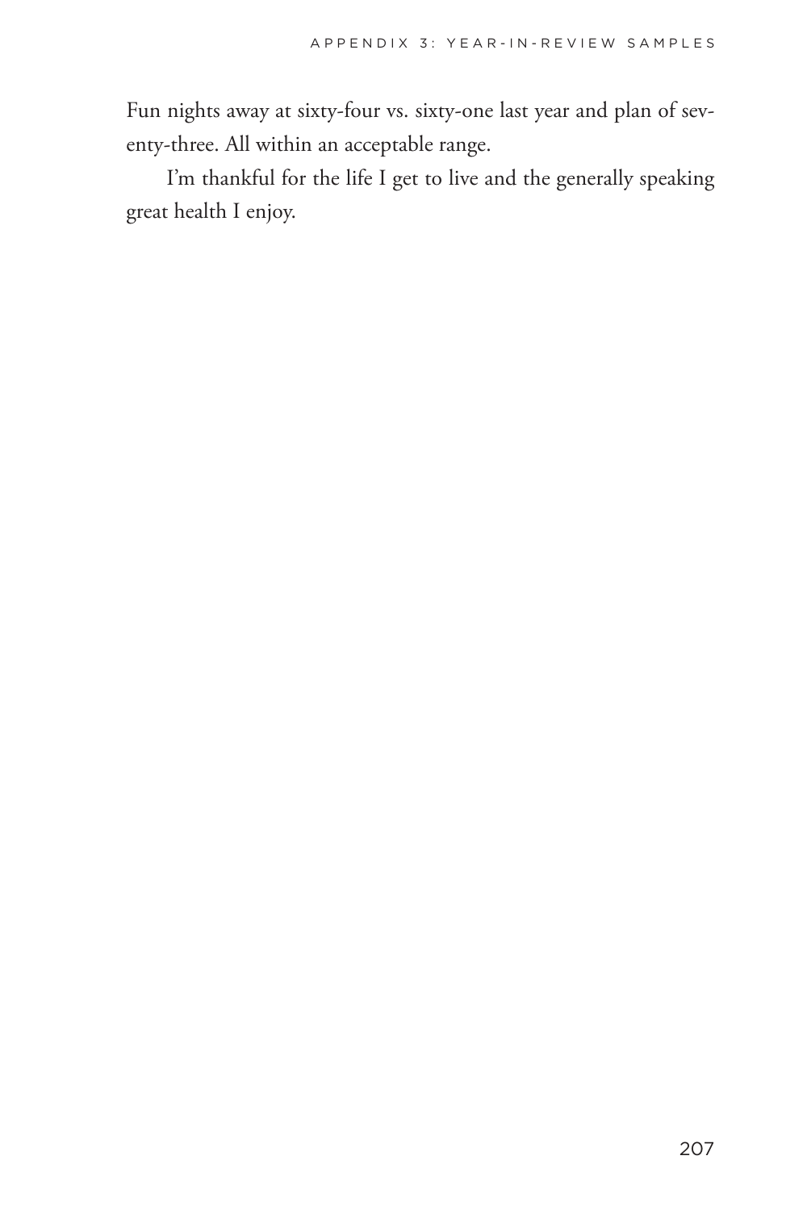Fun nights away at sixty-four vs. sixty-one last year and plan of seventy-three. All within an acceptable range.

I'm thankful for the life I get to live and the generally speaking great health I enjoy.